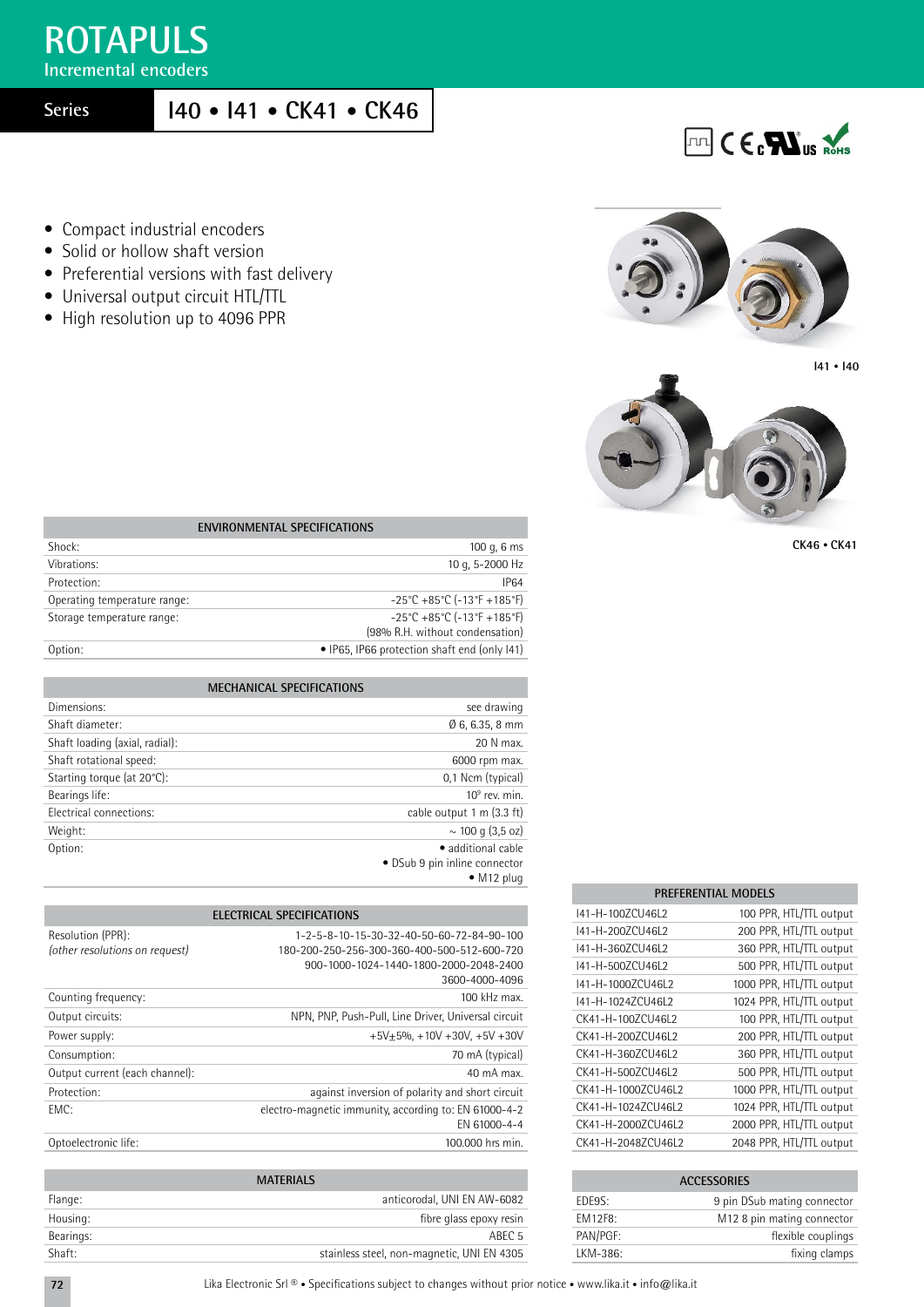# ROTAPULS

## Incremental encoders

**Series** I40 • I41 • CK41 • CK46

- Compact industrial encoders
- Solid or hollow shaft version
- Preferential versions with fast delivery
- Universal output circuit HTL/TTL
- High resolution up to 4096 PPR

I41 • I40

CK46 • CK41

| ENVIRONMENTAL SPECIFICATIONS | |
|---|---|
| Shock: | 100 g, 6 ms |
| Vibrations: | 10 g, 5-2000 Hz |
| Protection: | IP64 |
| Operating temperature range: | -25°C +85°C (-13°F +185°F) |
| Storage temperature range: | -25°C +85°C (-13°F +185°F) (98% R.H. without condensation) |
| Option: | • IP65, IP66 protection shaft end (only I41) |

| MECHANICAL SPECIFICATIONS | |
|---|---|
| Dimensions: | see drawing |
| Shaft diameter: | Ø 6, 6.35, 8 mm |
| Shaft loading (axial, radial): | 20 N max. |
| Shaft rotational speed: | 6000 rpm max. |
| Starting torque (at 20°C): | 0,1 Ncm (typical) |
| Bearings life: | $10^9$ rev. min. |
| Electrical connections: | cable output 1 m (3.3 ft) |
| Weight: | ~ 100 g (3,5 oz) |
| Option: | • additional cable<br>• DSub 9 pin inline connector<br>• M12 plug |

| ELECTRICAL SPECIFICATIONS | |
|---|---|
| Resolution (PPR):<br>*(other resolutions on request)* | 1-2-5-8-10-15-30-32-40-50-60-72-84-90-100<br>180-200-250-256-300-360-400-500-512-600-720<br>900-1000-1024-1440-1800-2000-2048-2400<br>3600-4000-4096 |
| Counting frequency: | 100 kHz max. |
| Output circuits: | NPN, PNP, Push-Pull, Line Driver, Universal circuit |
| Power supply: | +5V±5%, +10V +30V, +5V +30V |
| Consumption: | 70 mA (typical) |
| Output current (each channel): | 40 mA max. |
| Protection: | against inversion of polarity and short circuit |
| EMC: | electro-magnetic immunity, according to: EN 61000-4-2 EN 61000-4-4 |
| Optoelectronic life: | 100.000 hrs min. |

| MATERIALS | |
|---|---|
| Flange: | anticorodal, UNI EN AW-6082 |
| Housing: | fibre glass epoxy resin |
| Bearings: | ABEC 5 |
| Shaft: | stainless steel, non-magnetic, UNI EN 4305 |

| PREFERENTIAL MODELS | |
|---|---|
| I41-H-100ZCU46L2 | 100 PPR, HTL/TTL output |
| I41-H-200ZCU46L2 | 200 PPR, HTL/TTL output |
| I41-H-360ZCU46L2 | 360 PPR, HTL/TTL output |
| I41-H-500ZCU46L2 | 500 PPR, HTL/TTL output |
| I41-H-1000ZCU46L2 | 1000 PPR, HTL/TTL output |
| I41-H-1024ZCU46L2 | 1024 PPR, HTL/TTL output |
| CK41-H-100ZCU46L2 | 100 PPR, HTL/TTL output |
| CK41-H-200ZCU46L2 | 200 PPR, HTL/TTL output |
| CK41-H-360ZCU46L2 | 360 PPR, HTL/TTL output |
| CK41-H-500ZCU46L2 | 500 PPR, HTL/TTL output |
| CK41-H-1000ZCU46L2 | 1000 PPR, HTL/TTL output |
| CK41-H-1024ZCU46L2 | 1024 PPR, HTL/TTL output |
| CK41-H-2000ZCU46L2 | 2000 PPR, HTL/TTL output |
| CK41-H-2048ZCU46L2 | 2048 PPR, HTL/TTL output |

| ACCESSORIES | |
|---|---|
| EDE9S: | 9 pin DSub mating connector |
| EM12F8: | M12 8 pin mating connector |
| PAN/PGF: | flexible couplings |
| LKM-386: | fixing clamps |

Lika Electronic Srl ® • Specifications subject to changes without prior notice • www.lika.it • info@lika.it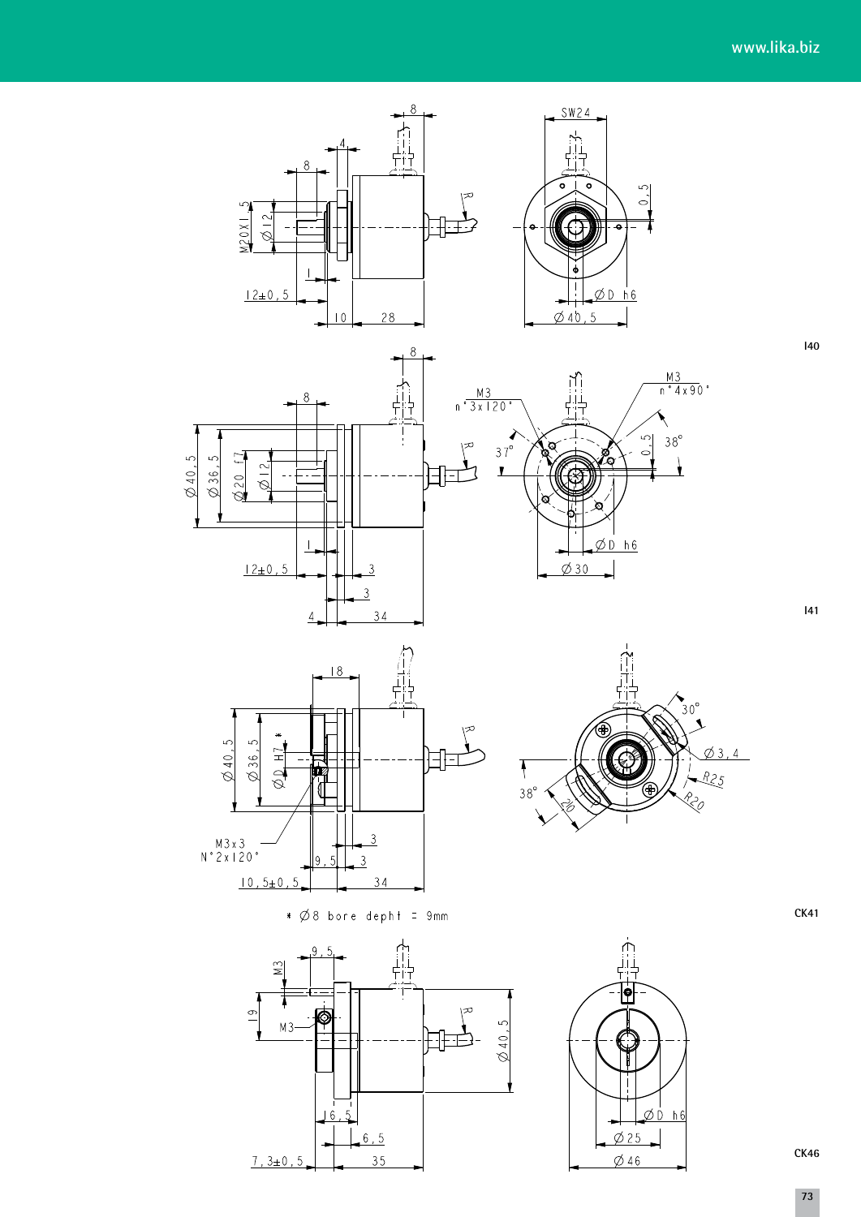I40

I41

CK41

* Ø8 bore depht = 9mm

CK46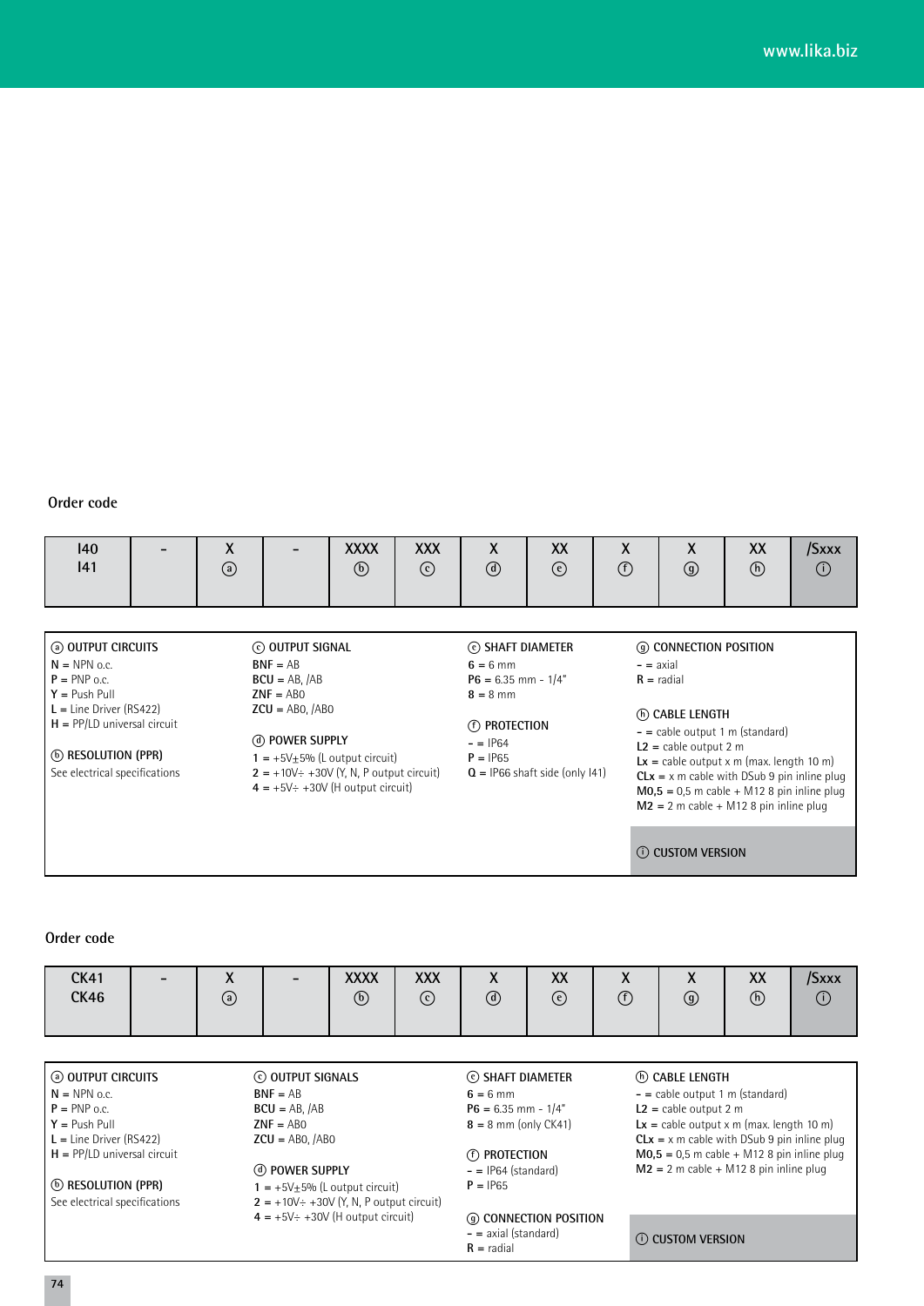## Order code

| I40<br>I41 | - | X<br>ⓐ | - | XXXX<br>ⓑ | XXX<br>ⓒ | X<br>ⓓ | XX<br>ⓔ | X<br>ⓕ | X<br>ⓖ | XX<br>ⓗ | /Sxxx<br>ⓘ |
|---|---|---|---|---|---|---|---|---|---|---|---|

ⓐ **OUTPUT CIRCUITS**
**N** = NPN o.c.
**P** = PNP o.c.
**Y** = Push Pull
**L** = Line Driver (RS422)
**H** = PP/LD universal circuit

ⓑ **RESOLUTION (PPR)**
See electrical specifications

ⓒ **OUTPUT SIGNAL**
**BNF** = AB
**BCU** = AB, /AB
**ZNF** = AB0
**ZCU** = AB0, /AB0

ⓓ **POWER SUPPLY**
**1** = +5V±5% (L output circuit)
**2** = +10V÷ +30V (Y, N, P output circuit)
**4** = +5V÷ +30V (H output circuit)

ⓔ **SHAFT DIAMETER**
**6** = 6 mm
**P6** = 6.35 mm - 1/4"
**8** = 8 mm

ⓕ **PROTECTION**
**-** = IP64
**P** = IP65
**Q** = IP66 shaft side (only I41)

ⓖ **CONNECTION POSITION**
**-** = axial
**R** = radial

ⓗ **CABLE LENGTH**
**-** = cable output 1 m (standard)
**L2** = cable output 2 m
**Lx** = cable output x m (max. length 10 m)
**CLx** = x m cable with DSub 9 pin inline plug
**M0,5** = 0,5 m cable + M12 8 pin inline plug
**M2** = 2 m cable + M12 8 pin inline plug

ⓘ **CUSTOM VERSION**

## Order code

| CK41<br>CK46 | - | X<br>ⓐ | - | XXXX<br>ⓑ | XXX<br>ⓒ | X<br>ⓓ | XX<br>ⓔ | X<br>ⓕ | X<br>ⓖ | XX<br>ⓗ | /Sxxx<br>ⓘ |
|---|---|---|---|---|---|---|---|---|---|---|---|

ⓐ **OUTPUT CIRCUITS**
**N** = NPN o.c.
**P** = PNP o.c.
**Y** = Push Pull
**L** = Line Driver (RS422)
**H** = PP/LD universal circuit

ⓑ **RESOLUTION (PPR)**
See electrical specifications

ⓒ **OUTPUT SIGNALS**
**BNF** = AB
**BCU** = AB, /AB
**ZNF** = AB0
**ZCU** = AB0, /AB0

ⓓ **POWER SUPPLY**
**1** = +5V±5% (L output circuit)
**2** = +10V÷ +30V (Y, N, P output circuit)
**4** = +5V÷ +30V (H output circuit)

ⓔ **SHAFT DIAMETER**
**6** = 6 mm
**P6** = 6.35 mm - 1/4"
**8** = 8 mm (only CK41)

ⓕ **PROTECTION**
**-** = IP64 (standard)
**P** = IP65

ⓖ **CONNECTION POSITION**
**-** = axial (standard)
**R** = radial

ⓗ **CABLE LENGTH**
**-** = cable output 1 m (standard)
**L2** = cable output 2 m
**Lx** = cable output x m (max. length 10 m)
**CLx** = x m cable with DSub 9 pin inline plug
**M0,5** = 0,5 m cable + M12 8 pin inline plug
**M2** = 2 m cable + M12 8 pin inline plug

ⓘ **CUSTOM VERSION**